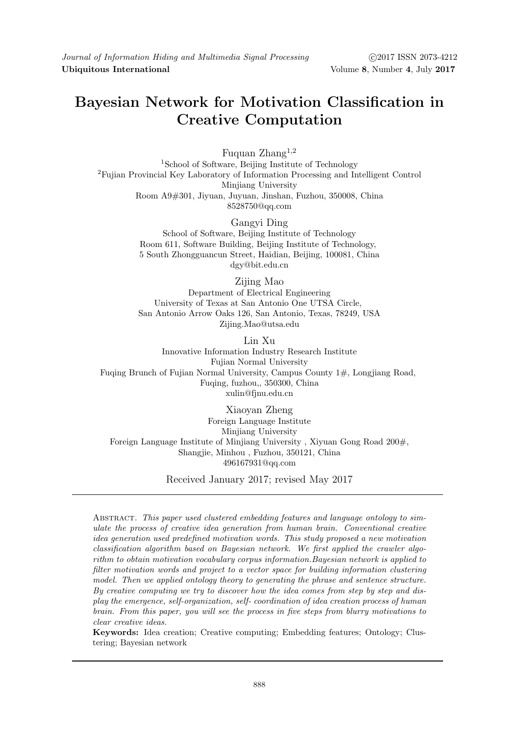# Bayesian Network for Motivation Classification in Creative Computation

Fuquan Zhang[1,2]

[1]School of Software, Beijing Institute of Technology
[2]Fujian Provincial Key Laboratory of Information Processing and Intelligent Control
Minjiang University
Room A9#301, Jiyuan, Juyuan, Jinshan, Fuzhou, 350008, China
8528750@qq.com

Gangyi Ding

School of Software, Beijing Institute of Technology
Room 611, Software Building, Beijing Institute of Technology,
5 South Zhongguancun Street, Haidian, Beijing, 100081, China
dgy@bit.edu.cn

Zijing Mao

Department of Electrical Engineering
University of Texas at San Antonio One UTSA Circle,
San Antonio Arrow Oaks 126, San Antonio, Texas, 78249, USA
Zijing.Mao@utsa.edu

Lin Xu

Innovative Information Industry Research Institute
Fujian Normal University
Fuqing Brunch of Fujian Normal University, Campus County 1#, Longjiang Road,
Fuqing, fuzhou,, 350300, China
xulin@fjnu.edu.cn

Xiaoyan Zheng

Foreign Language Institute
Minjiang University
Foreign Language Institute of Minjiang University , Xiyuan Gong Road 200#,
Shangjie, Minhou , Fuzhou, 350121, China
496167931@qq.com

Received January 2017; revised May 2017

---

Abstract. *This paper used clustered embedding features and language ontology to simulate the process of creative idea generation from human brain. Conventional creative idea generation used predefined motivation words. This study proposed a new motivation classification algorithm based on Bayesian network. We first applied the crawler algorithm to obtain motivation vocabulary corpus information.Bayesian network is applied to filter motivation words and project to a vector space for building information clustering model. Then we applied ontology theory to generating the phrase and sentence structure. By creative computing we try to discover how the idea comes from step by step and display the emergence, self-organization, self- coordination of idea creation process of human brain. From this paper, you will see the process in five steps from blurry motivations to clear creative ideas.*

**Keywords:** Idea creation; Creative computing; Embedding features; Ontology; Clustering; Bayesian network

---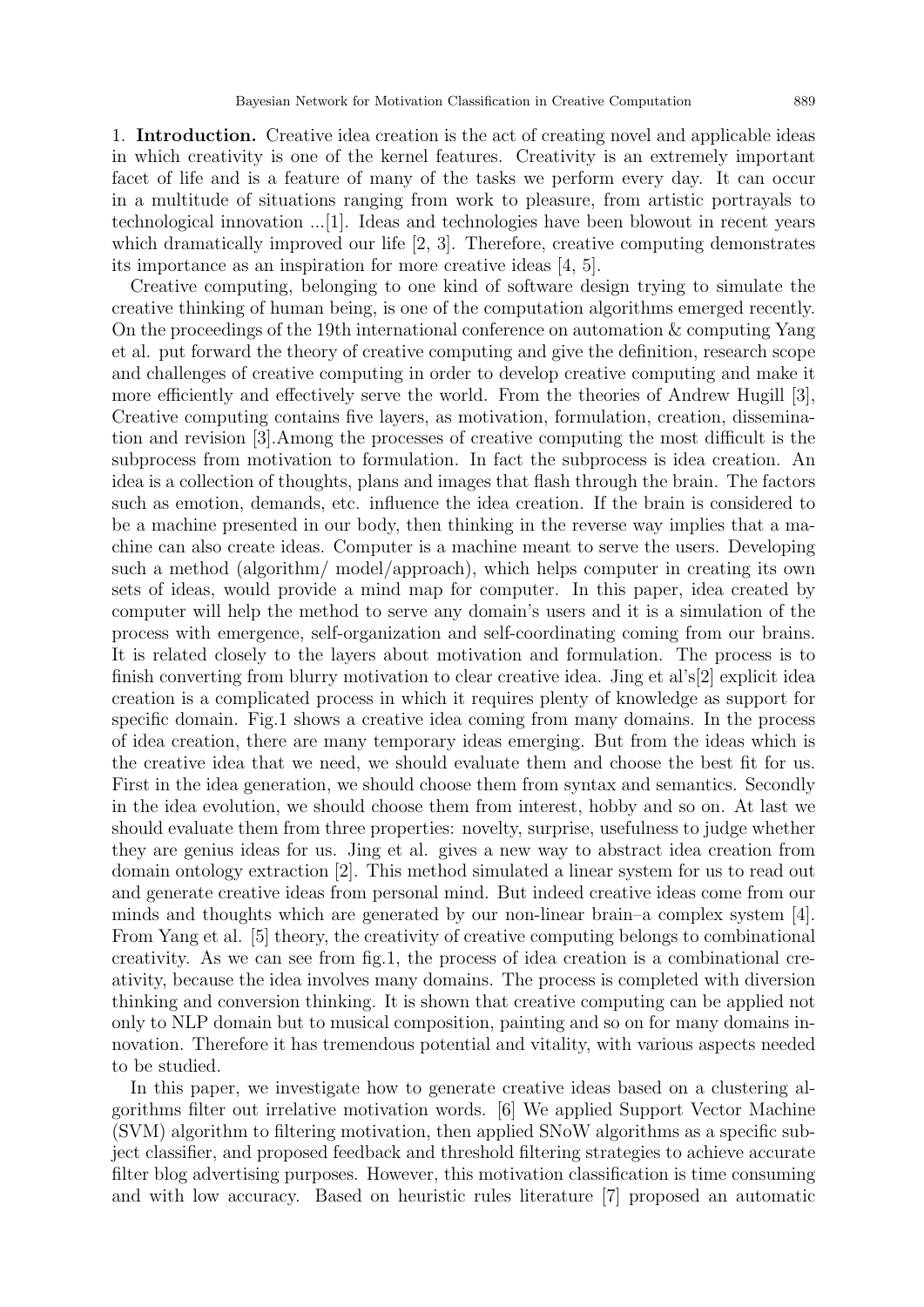1. **Introduction.** Creative idea creation is the act of creating novel and applicable ideas in which creativity is one of the kernel features. Creativity is an extremely important facet of life and is a feature of many of the tasks we perform every day. It can occur in a multitude of situations ranging from work to pleasure, from artistic portrayals to technological innovation ...[1]. Ideas and technologies have been blowout in recent years which dramatically improved our life [2, 3]. Therefore, creative computing demonstrates its importance as an inspiration for more creative ideas [4, 5].

Creative computing, belonging to one kind of software design trying to simulate the creative thinking of human being, is one of the computation algorithms emerged recently. On the proceedings of the 19th international conference on automation & computing Yang et al. put forward the theory of creative computing and give the definition, research scope and challenges of creative computing in order to develop creative computing and make it more efficiently and effectively serve the world. From the theories of Andrew Hugill [3], Creative computing contains five layers, as motivation, formulation, creation, dissemination and revision [3].Among the processes of creative computing the most difficult is the subprocess from motivation to formulation. In fact the subprocess is idea creation. An idea is a collection of thoughts, plans and images that flash through the brain. The factors such as emotion, demands, etc. influence the idea creation. If the brain is considered to be a machine presented in our body, then thinking in the reverse way implies that a machine can also create ideas. Computer is a machine meant to serve the users. Developing such a method (algorithm/ model/approach), which helps computer in creating its own sets of ideas, would provide a mind map for computer. In this paper, idea created by computer will help the method to serve any domain's users and it is a simulation of the process with emergence, self-organization and self-coordinating coming from our brains. It is related closely to the layers about motivation and formulation. The process is to finish converting from blurry motivation to clear creative idea. Jing et al's[2] explicit idea creation is a complicated process in which it requires plenty of knowledge as support for specific domain. Fig.1 shows a creative idea coming from many domains. In the process of idea creation, there are many temporary ideas emerging. But from the ideas which is the creative idea that we need, we should evaluate them and choose the best fit for us. First in the idea generation, we should choose them from syntax and semantics. Secondly in the idea evolution, we should choose them from interest, hobby and so on. At last we should evaluate them from three properties: novelty, surprise, usefulness to judge whether they are genius ideas for us. Jing et al. gives a new way to abstract idea creation from domain ontology extraction [2]. This method simulated a linear system for us to read out and generate creative ideas from personal mind. But indeed creative ideas come from our minds and thoughts which are generated by our non-linear brain–a complex system [4]. From Yang et al. [5] theory, the creativity of creative computing belongs to combinational creativity. As we can see from fig.1, the process of idea creation is a combinational creativity, because the idea involves many domains. The process is completed with diversion thinking and conversion thinking. It is shown that creative computing can be applied not only to NLP domain but to musical composition, painting and so on for many domains innovation. Therefore it has tremendous potential and vitality, with various aspects needed to be studied.

In this paper, we investigate how to generate creative ideas based on a clustering algorithms filter out irrelative motivation words. [6] We applied Support Vector Machine (SVM) algorithm to filtering motivation, then applied SNoW algorithms as a specific subject classifier, and proposed feedback and threshold filtering strategies to achieve accurate filter blog advertising purposes. However, this motivation classification is time consuming and with low accuracy. Based on heuristic rules literature [7] proposed an automatic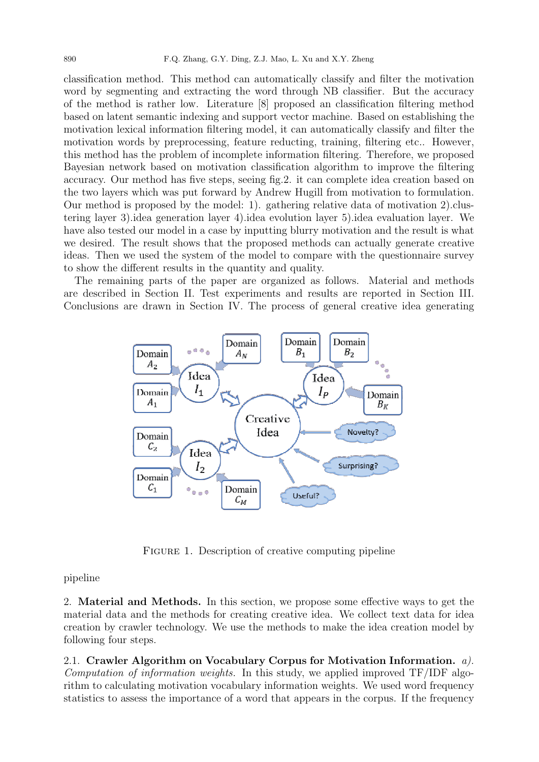classification method. This method can automatically classify and filter the motivation word by segmenting and extracting the word through NB classifier. But the accuracy of the method is rather low. Literature [8] proposed an classification filtering method based on latent semantic indexing and support vector machine. Based on establishing the motivation lexical information filtering model, it can automatically classify and filter the motivation words by preprocessing, feature reducting, training, filtering etc.. However, this method has the problem of incomplete information filtering. Therefore, we proposed Bayesian network based on motivation classification algorithm to improve the filtering accuracy. Our method has five steps, seeing fig.2. it can complete idea creation based on the two layers which was put forward by Andrew Hugill from motivation to formulation. Our method is proposed by the model: 1). gathering relative data of motivation 2).clustering layer 3).idea generation layer 4).idea evolution layer 5).idea evaluation layer. We have also tested our model in a case by inputting blurry motivation and the result is what we desired. The result shows that the proposed methods can actually generate creative ideas. Then we used the system of the model to compare with the questionnaire survey to show the different results in the quantity and quality.

The remaining parts of the paper are organized as follows. Material and methods are described in Section II. Test experiments and results are reported in Section III. Conclusions are drawn in Section IV. The process of general creative idea generating pipeline

FIGURE 1. Description of creative computing pipeline

2. **Material and Methods.** In this section, we propose some effective ways to get the material data and the methods for creating creative idea. We collect text data for idea creation by crawler technology. We use the methods to make the idea creation model by following four steps.

2.1. **Crawler Algorithm on Vocabulary Corpus for Motivation Information.** *a). Computation of information weights.* In this study, we applied improved TF/IDF algorithm to calculating motivation vocabulary information weights. We used word frequency statistics to assess the importance of a word that appears in the corpus. If the frequency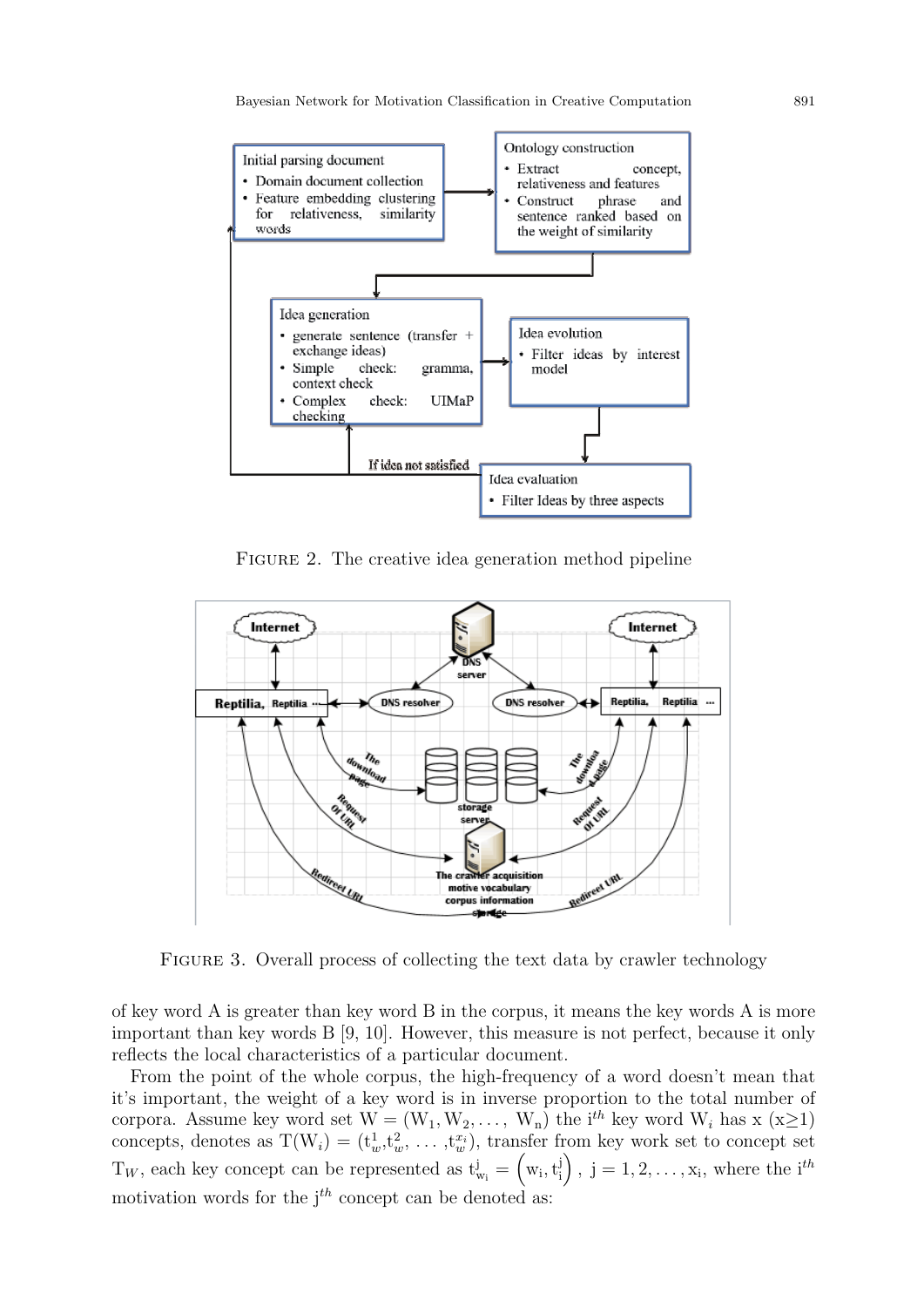FIGURE 2. The creative idea generation method pipeline

FIGURE 3. Overall process of collecting the text data by crawler technology

of key word A is greater than key word B in the corpus, it means the key words A is more important than key words B [9, 10]. However, this measure is not perfect, because it only reflects the local characteristics of a particular document.

From the point of the whole corpus, the high-frequency of a word doesn't mean that it's important, the weight of a key word is in inverse proportion to the total number of corpora. Assume key word set $W = (W_1, W_2, \ldots, W_n)$ the $i^{th}$ key word $W_i$ has x ($x \geq 1$) concepts, denotes as $T(W_i) = (t_w^1, t_w^2, \ldots, t_w^{x_i})$, transfer from key work set to concept set $T_W$, each key concept can be represented as $t_{w_i}^j = \left(w_i, t_i^j\right)$, $j = 1, 2, \ldots, x_i$, where the $i^{th}$ motivation words for the $j^{th}$ concept can be denoted as: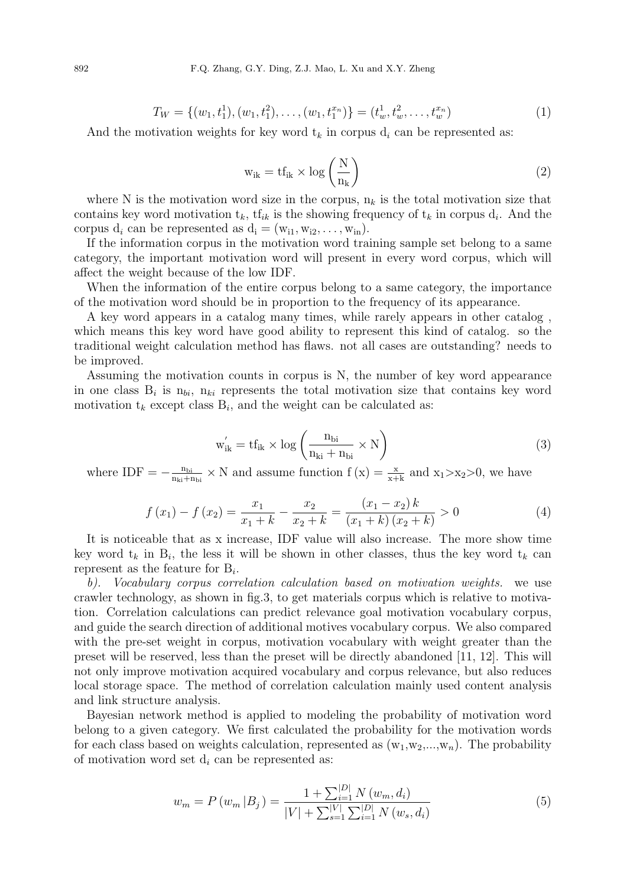$$T_W = \{(w_1, t_1^1), (w_1, t_1^2), \ldots, (w_1, t_1^{x_n})\} = (t_w^1, t_w^2, \ldots, t_w^{x_n}) \tag{1}$$

And the motivation weights for key word $t_k$ in corpus $d_i$ can be represented as:

$$w_{ik} = tf_{ik} \times \log\left(\frac{N}{n_k}\right) \tag{2}$$

where N is the motivation word size in the corpus, $n_k$ is the total motivation size that contains key word motivation $t_k$, $tf_{ik}$ is the showing frequency of $t_k$ in corpus $d_i$. And the corpus $d_i$ can be represented as $d_i = (w_{i1}, w_{i2}, \ldots, w_{in})$.

If the information corpus in the motivation word training sample set belong to a same category, the important motivation word will present in every word corpus, which will affect the weight because of the low IDF.

When the information of the entire corpus belong to a same category, the importance of the motivation word should be in proportion to the frequency of its appearance.

A key word appears in a catalog many times, while rarely appears in other catalog , which means this key word have good ability to represent this kind of catalog. so the traditional weight calculation method has flaws. not all cases are outstanding? needs to be improved.

Assuming the motivation counts in corpus is N, the number of key word appearance in one class $B_i$ is $n_{bi}$, $n_{ki}$ represents the total motivation size that contains key word motivation $t_k$ except class $B_i$, and the weight can be calculated as:

$$w_{ik}^{'} = tf_{ik} \times \log\left(\frac{n_{bi}}{n_{ki} + n_{bi}} \times N\right) \tag{3}$$

where $IDF = -\frac{n_{bi}}{n_{ki}+n_{bi}} \times N$ and assume function $f(x) = \frac{x}{x+k}$ and $x_1 > x_2 > 0$, we have

$$f(x_1) - f(x_2) = \frac{x_1}{x_1 + k} - \frac{x_2}{x_2 + k} = \frac{(x_1 - x_2)\, k}{(x_1 + k)(x_2 + k)} > 0 \tag{4}$$

It is noticeable that as x increase, IDF value will also increase. The more show time key word $t_k$ in $B_i$, the less it will be shown in other classes, thus the key word $t_k$ can represent as the feature for $B_i$.

*b). Vocabulary corpus correlation calculation based on motivation weights.* we use crawler technology, as shown in fig.3, to get materials corpus which is relative to motivation. Correlation calculations can predict relevance goal motivation vocabulary corpus, and guide the search direction of additional motives vocabulary corpus. We also compared with the pre-set weight in corpus, motivation vocabulary with weight greater than the preset will be reserved, less than the preset will be directly abandoned [11, 12]. This will not only improve motivation acquired vocabulary and corpus relevance, but also reduces local storage space. The method of correlation calculation mainly used content analysis and link structure analysis.

Bayesian network method is applied to modeling the probability of motivation word belong to a given category. We first calculated the probability for the motivation words for each class based on weights calculation, represented as $(w_1, w_2, \ldots, w_n)$. The probability of motivation word set $d_i$ can be represented as:

$$w_m = P(w_m | B_j) = \frac{1 + \sum_{i=1}^{|D|} N(w_m, d_i)}{|V| + \sum_{s=1}^{|V|} \sum_{i=1}^{|D|} N(w_s, d_i)} \tag{5}$$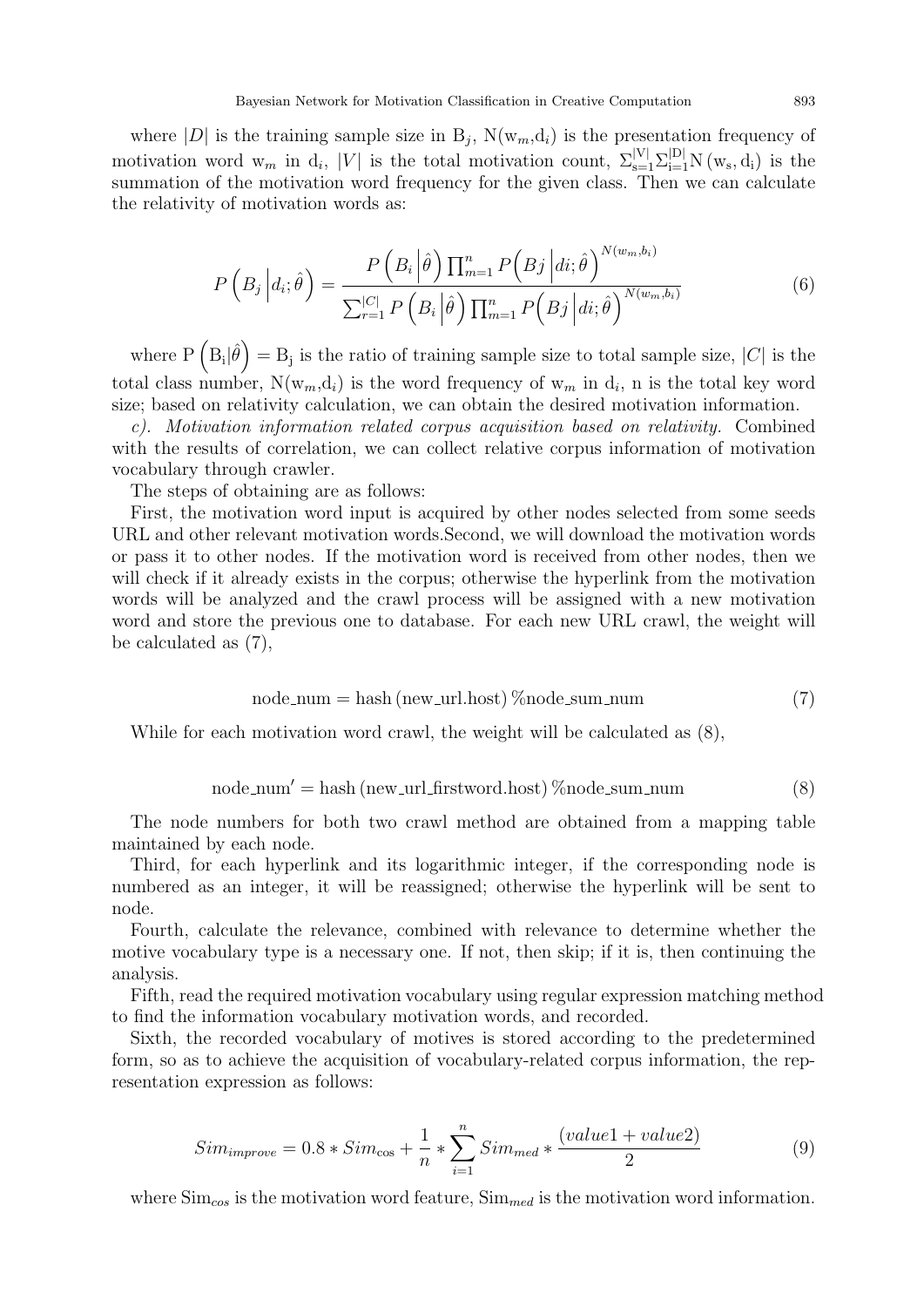where $|D|$ is the training sample size in $B_j$, $N(w_m, d_i)$ is the presentation frequency of motivation word $w_m$ in $d_i$, $|V|$ is the total motivation count, $\Sigma_{s=1}^{|V|}\Sigma_{i=1}^{|D|}N(w_s, d_i)$ is the summation of the motivation word frequency for the given class. Then we can calculate the relativity of motivation words as:

$$P\left(B_j \middle| d_i; \hat{\theta}\right) = \frac{P\left(B_i \middle| \hat{\theta}\right) \prod_{m=1}^{n} P\left(Bj \middle| di; \hat{\theta}\right)^{N(w_m, b_i)}}{\sum_{r=1}^{|C|} P\left(B_i \middle| \hat{\theta}\right) \prod_{m=1}^{n} P\left(Bj \middle| di; \hat{\theta}\right)^{N(w_m, b_i)}} \tag{6}$$

where $P\left(B_i | \hat{\theta}\right) = B_j$ is the ratio of training sample size to total sample size, $|C|$ is the total class number, $N(w_m, d_i)$ is the word frequency of $w_m$ in $d_i$, n is the total key word size; based on relativity calculation, we can obtain the desired motivation information.

*c). Motivation information related corpus acquisition based on relativity.* Combined with the results of correlation, we can collect relative corpus information of motivation vocabulary through crawler.

The steps of obtaining are as follows:

First, the motivation word input is acquired by other nodes selected from some seeds URL and other relevant motivation words.Second, we will download the motivation words or pass it to other nodes. If the motivation word is received from other nodes, then we will check if it already exists in the corpus; otherwise the hyperlink from the motivation words will be analyzed and the crawl process will be assigned with a new motivation word and store the previous one to database. For each new URL crawl, the weight will be calculated as (7),

$$\text{node\_num} = \text{hash}\left(\text{new\_url.host}\right) \% \text{node\_sum\_num} \tag{7}$$

While for each motivation word crawl, the weight will be calculated as (8),

$$\text{node\_num}' = \text{hash}\left(\text{new\_url\_firstword.host}\right) \% \text{node\_sum\_num} \tag{8}$$

The node numbers for both two crawl method are obtained from a mapping table maintained by each node.

Third, for each hyperlink and its logarithmic integer, if the corresponding node is numbered as an integer, it will be reassigned; otherwise the hyperlink will be sent to node.

Fourth, calculate the relevance, combined with relevance to determine whether the motive vocabulary type is a necessary one. If not, then skip; if it is, then continuing the analysis.

Fifth, read the required motivation vocabulary using regular expression matching method to find the information vocabulary motivation words, and recorded.

Sixth, the recorded vocabulary of motives is stored according to the predetermined form, so as to achieve the acquisition of vocabulary-related corpus information, the representation expression as follows:

$$Sim_{improve} = 0.8 * Sim_{\cos} + \frac{1}{n} * \sum_{i=1}^{n} Sim_{med} * \frac{(value1 + value2)}{2} \tag{9}$$

where $Sim_{cos}$ is the motivation word feature, $Sim_{med}$ is the motivation word information.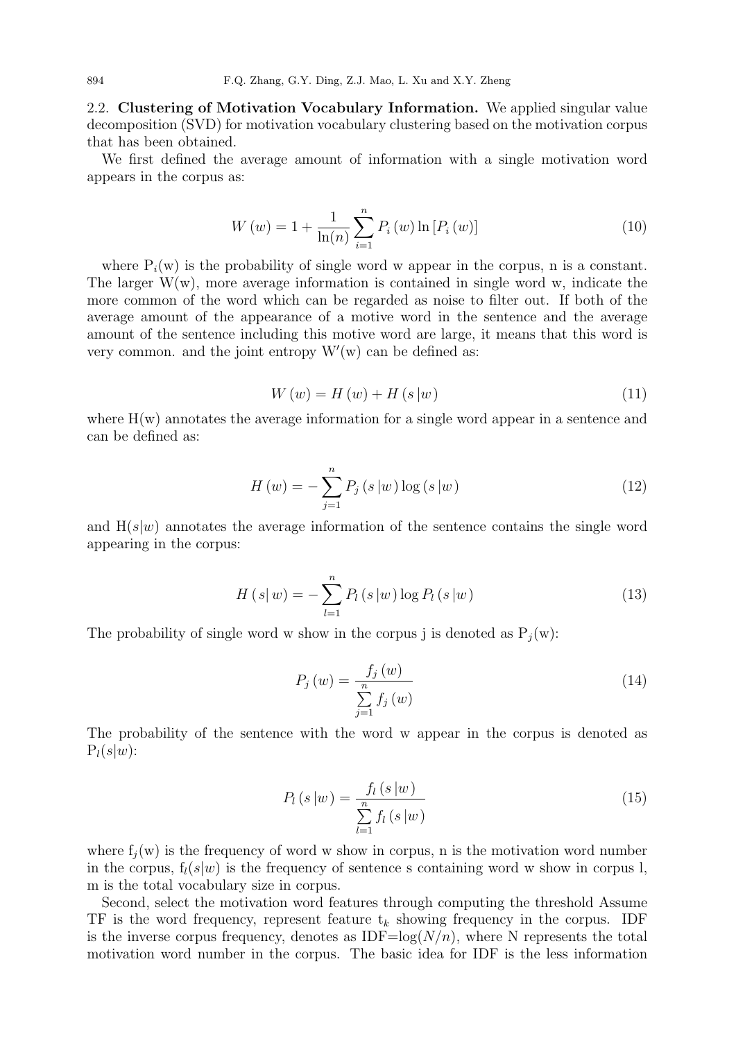2.2. **Clustering of Motivation Vocabulary Information.** We applied singular value decomposition (SVD) for motivation vocabulary clustering based on the motivation corpus that has been obtained.

We first defined the average amount of information with a single motivation word appears in the corpus as:

$$W(w) = 1 + \frac{1}{\ln(n)} \sum_{i=1}^{n} P_i(w) \ln [P_i(w)] \tag{10}$$

where $P_i(w)$ is the probability of single word w appear in the corpus, n is a constant. The larger W(w), more average information is contained in single word w, indicate the more common of the word which can be regarded as noise to filter out. If both of the average amount of the appearance of a motive word in the sentence and the average amount of the sentence including this motive word are large, it means that this word is very common. and the joint entropy $W'(w)$ can be defined as:

$$W(w) = H(w) + H(s|w) \tag{11}$$

where H(w) annotates the average information for a single word appear in a sentence and can be defined as:

$$H(w) = -\sum_{j=1}^{n} P_j(s|w) \log(s|w) \tag{12}$$

and $H(s|w)$ annotates the average information of the sentence contains the single word appearing in the corpus:

$$H(s|w) = -\sum_{l=1}^{n} P_l(s|w) \log P_l(s|w) \tag{13}$$

The probability of single word w show in the corpus j is denoted as $P_j(w)$:

$$P_j(w) = \frac{f_j(w)}{\sum_{j=1}^{n} f_j(w)} \tag{14}$$

The probability of the sentence with the word w appear in the corpus is denoted as $P_l(s|w)$:

$$P_l(s|w) = \frac{f_l(s|w)}{\sum_{l=1}^{n} f_l(s|w)} \tag{15}$$

where $f_j(w)$ is the frequency of word w show in corpus, n is the motivation word number in the corpus, $f_l(s|w)$ is the frequency of sentence s containing word w show in corpus l, m is the total vocabulary size in corpus.

Second, select the motivation word features through computing the threshold Assume TF is the word frequency, represent feature $t_k$ showing frequency in the corpus. IDF is the inverse corpus frequency, denotes as IDF=$\log(N/n)$, where N represents the total motivation word number in the corpus. The basic idea for IDF is the less information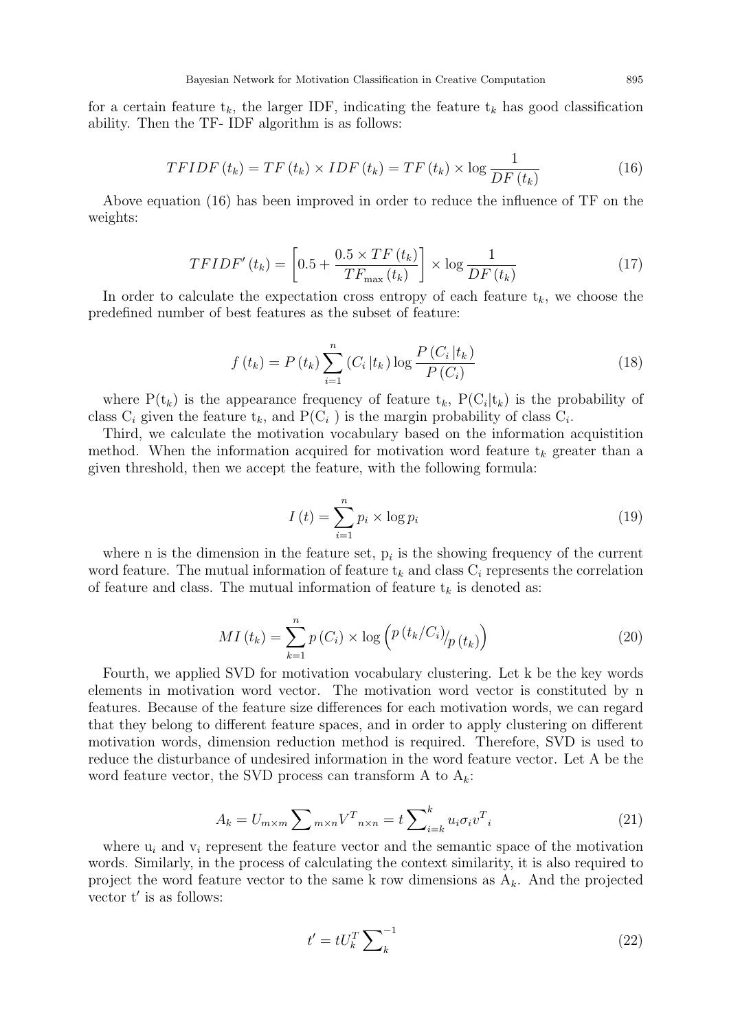for a certain feature $t_k$, the larger IDF, indicating the feature $t_k$ has good classification ability. Then the TF- IDF algorithm is as follows:

$$TFIDF\left(t_k\right) = TF\left(t_k\right) \times IDF\left(t_k\right) = TF\left(t_k\right) \times \log \frac{1}{DF\left(t_k\right)} \tag{16}$$

Above equation (16) has been improved in order to reduce the influence of TF on the weights:

$$TFIDF'\left(t_k\right) = \left[0.5 + \frac{0.5 \times TF\left(t_k\right)}{TF_{\max}\left(t_k\right)}\right] \times \log \frac{1}{DF\left(t_k\right)} \tag{17}$$

In order to calculate the expectation cross entropy of each feature $t_k$, we choose the predefined number of best features as the subset of feature:

$$f\left(t_k\right) = P\left(t_k\right) \sum_{i=1}^{n} \left(C_i \left| t_k\right.\right) \log \frac{P\left(C_i \left| t_k\right.\right)}{P\left(C_i\right)} \tag{18}$$

where $P(t_k)$ is the appearance frequency of feature $t_k$, $P(C_i|t_k)$ is the probability of class $C_i$ given the feature $t_k$, and $P(C_i)$ is the margin probability of class $C_i$.

Third, we calculate the motivation vocabulary based on the information acquistition method. When the information acquired for motivation word feature $t_k$ greater than a given threshold, then we accept the feature, with the following formula:

$$I\left(t\right) = \sum_{i=1}^{n} p_i \times \log p_i \tag{19}$$

where n is the dimension in the feature set, $p_i$ is the showing frequency of the current word feature. The mutual information of feature $t_k$ and class $C_i$ represents the correlation of feature and class. The mutual information of feature $t_k$ is denoted as:

$$MI\left(t_k\right) = \sum_{k=1}^{n} p\left(C_i\right) \times \log \left( {p\left(t_k/C_i\right)}/{p\left(t_k\right)} \right) \tag{20}$$

Fourth, we applied SVD for motivation vocabulary clustering. Let k be the key words elements in motivation word vector. The motivation word vector is constituted by n features. Because of the feature size differences for each motivation words, we can regard that they belong to different feature spaces, and in order to apply clustering on different motivation words, dimension reduction method is required. Therefore, SVD is used to reduce the disturbance of undesired information in the word feature vector. Let A be the word feature vector, the SVD process can transform A to $A_k$:

$$A_k = U_{m\times m} \sum{}_{m\times n} {V^T}_{n\times n} = t \sum\nolimits_{i=k}^{k} u_i \sigma_i {v^T}_i \tag{21}$$

where $u_i$ and $v_i$ represent the feature vector and the semantic space of the motivation words. Similarly, in the process of calculating the context similarity, it is also required to project the word feature vector to the same k row dimensions as $A_k$. And the projected vector $t'$ is as follows:

$$t' = tU_k^T \sum\nolimits_k^{-1} \tag{22}$$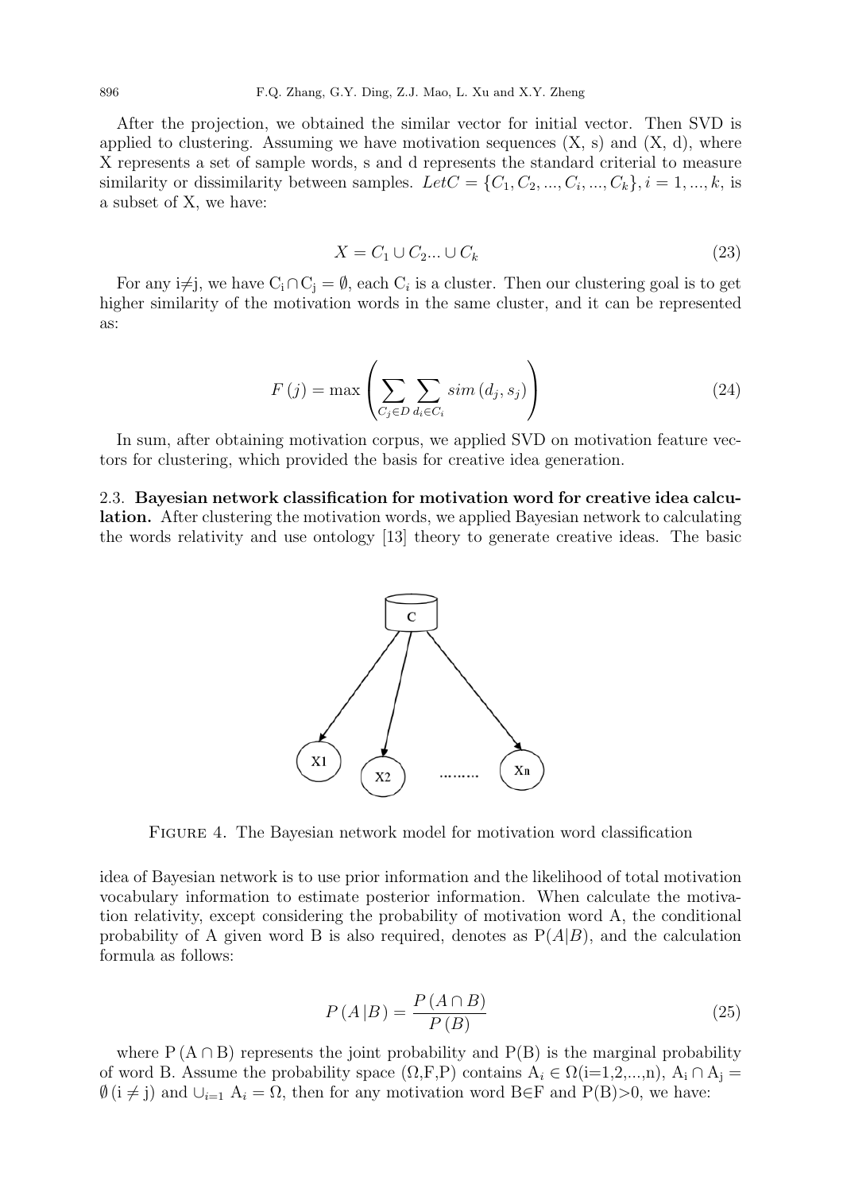After the projection, we obtained the similar vector for initial vector. Then SVD is applied to clustering. Assuming we have motivation sequences (X, s) and (X, d), where X represents a set of sample words, s and d represents the standard criterial to measure similarity or dissimilarity between samples. $Let C = \{C_1, C_2, ..., C_i, ..., C_k\}, i = 1, ..., k,$ is a subset of X, we have:

$$X = C_1 \cup C_2 ... \cup C_k \tag{23}$$

For any i≠j, we have $C_i \cap C_j = \emptyset$, each $C_i$ is a cluster. Then our clustering goal is to get higher similarity of the motivation words in the same cluster, and it can be represented as:

$$F(j) = \max\left(\sum_{C_j \in D}\sum_{d_i \in C_i} sim(d_j, s_j)\right) \tag{24}$$

In sum, after obtaining motivation corpus, we applied SVD on motivation feature vectors for clustering, which provided the basis for creative idea generation.

2.3. **Bayesian network classification for motivation word for creative idea calculation.** After clustering the motivation words, we applied Bayesian network to calculating the words relativity and use ontology [13] theory to generate creative ideas. The basic idea of Bayesian network is to use prior information and the likelihood of total motivation vocabulary information to estimate posterior information. When calculate the motivation relativity, except considering the probability of motivation word A, the conditional probability of A given word B is also required, denotes as $P(A|B)$, and the calculation formula as follows:

FIGURE 4. The Bayesian network model for motivation word classification

$$P(A|B) = \frac{P(A \cap B)}{P(B)} \tag{25}$$

where $P(A \cap B)$ represents the joint probability and P(B) is the marginal probability of word B. Assume the probability space (Ω,F,P) contains $A_i \in \Omega$(i=1,2,...,n), $A_i \cap A_j = \emptyset$ (i ≠ j) and $\cup_{i=1} A_i = \Omega$, then for any motivation word B∈F and P(B)>0, we have: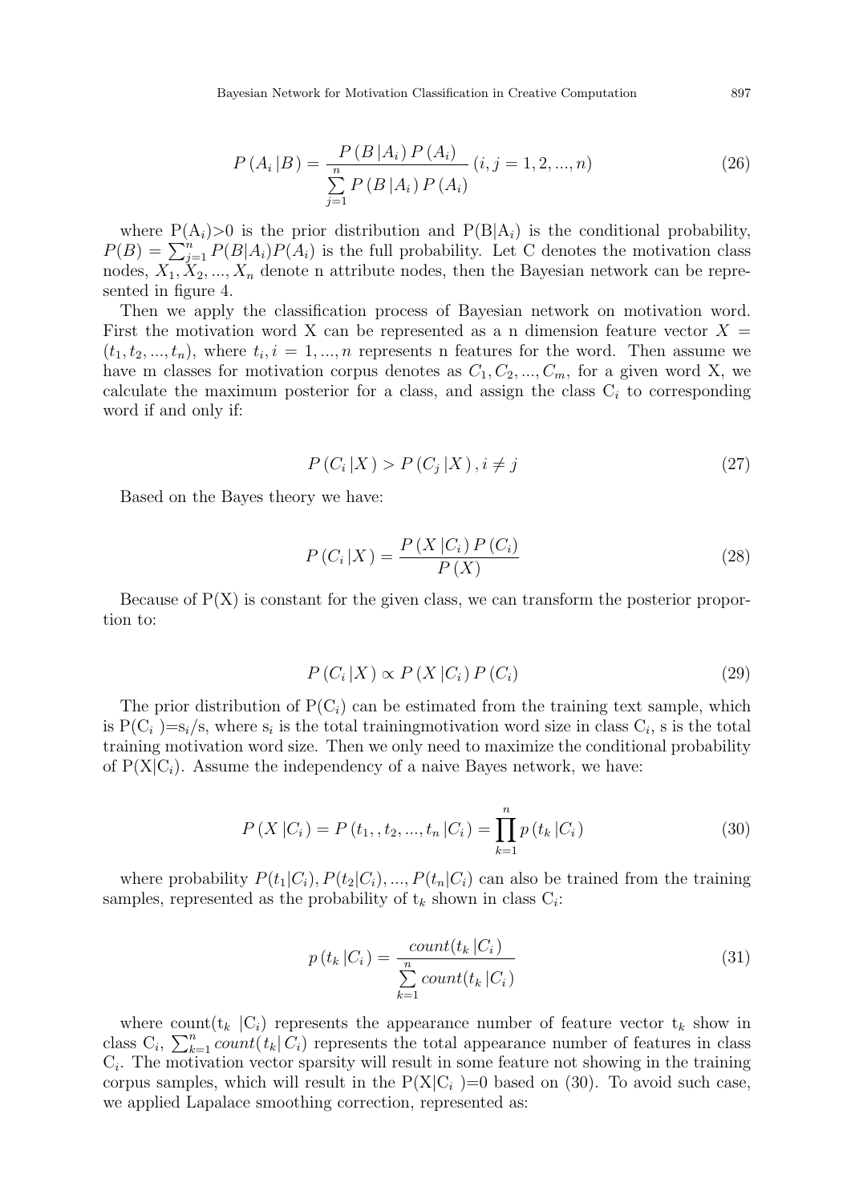$$P(A_i|B) = \frac{P(B|A_i)P(A_i)}{\sum_{j=1}^{n} P(B|A_i)P(A_i)} \ (i, j = 1, 2, ..., n) \tag{26}$$

where $P(A_i)>0$ is the prior distribution and $P(B|A_i)$ is the conditional probability, $P(B) = \sum_{j=1}^{n} P(B|A_i)P(A_i)$ is the full probability. Let C denotes the motivation class nodes, $X_1, X_2, ..., X_n$ denote n attribute nodes, then the Bayesian network can be represented in figure 4.

Then we apply the classification process of Bayesian network on motivation word. First the motivation word X can be represented as a n dimension feature vector $X = (t_1, t_2, ..., t_n)$, where $t_i, i = 1, ..., n$ represents n features for the word. Then assume we have m classes for motivation corpus denotes as $C_1, C_2, ..., C_m$, for a given word X, we calculate the maximum posterior for a class, and assign the class $C_i$ to corresponding word if and only if:

$$P(C_i|X) > P(C_j|X), i \neq j \tag{27}$$

Based on the Bayes theory we have:

$$P(C_i|X) = \frac{P(X|C_i)P(C_i)}{P(X)} \tag{28}$$

Because of P(X) is constant for the given class, we can transform the posterior proportion to:

$$P(C_i|X) \propto P(X|C_i)P(C_i) \tag{29}$$

The prior distribution of $P(C_i)$ can be estimated from the training text sample, which is $P(C_i)=s_i/s$, where $s_i$ is the total trainingmotivation word size in class $C_i$, s is the total training motivation word size. Then we only need to maximize the conditional probability of $P(X|C_i)$. Assume the independency of a naive Bayes network, we have:

$$P(X|C_i) = P(t_1, , t_2, ..., t_n|C_i) = \prod_{k=1}^{n} p(t_k|C_i) \tag{30}$$

where probability $P(t_1|C_i), P(t_2|C_i), ..., P(t_n|C_i)$ can also be trained from the training samples, represented as the probability of $t_k$ shown in class $C_i$:

$$p(t_k|C_i) = \frac{count(t_k|C_i)}{\sum_{k=1}^{n} count(t_k|C_i)} \tag{31}$$

where $count(t_k|C_i)$ represents the appearance number of feature vector $t_k$ show in class $C_i$, $\sum_{k=1}^{n} count(t_k|C_i)$ represents the total appearance number of features in class $C_i$. The motivation vector sparsity will result in some feature not showing in the training corpus samples, which will result in the $P(X|C_i)=0$ based on (30). To avoid such case, we applied Lapalace smoothing correction, represented as: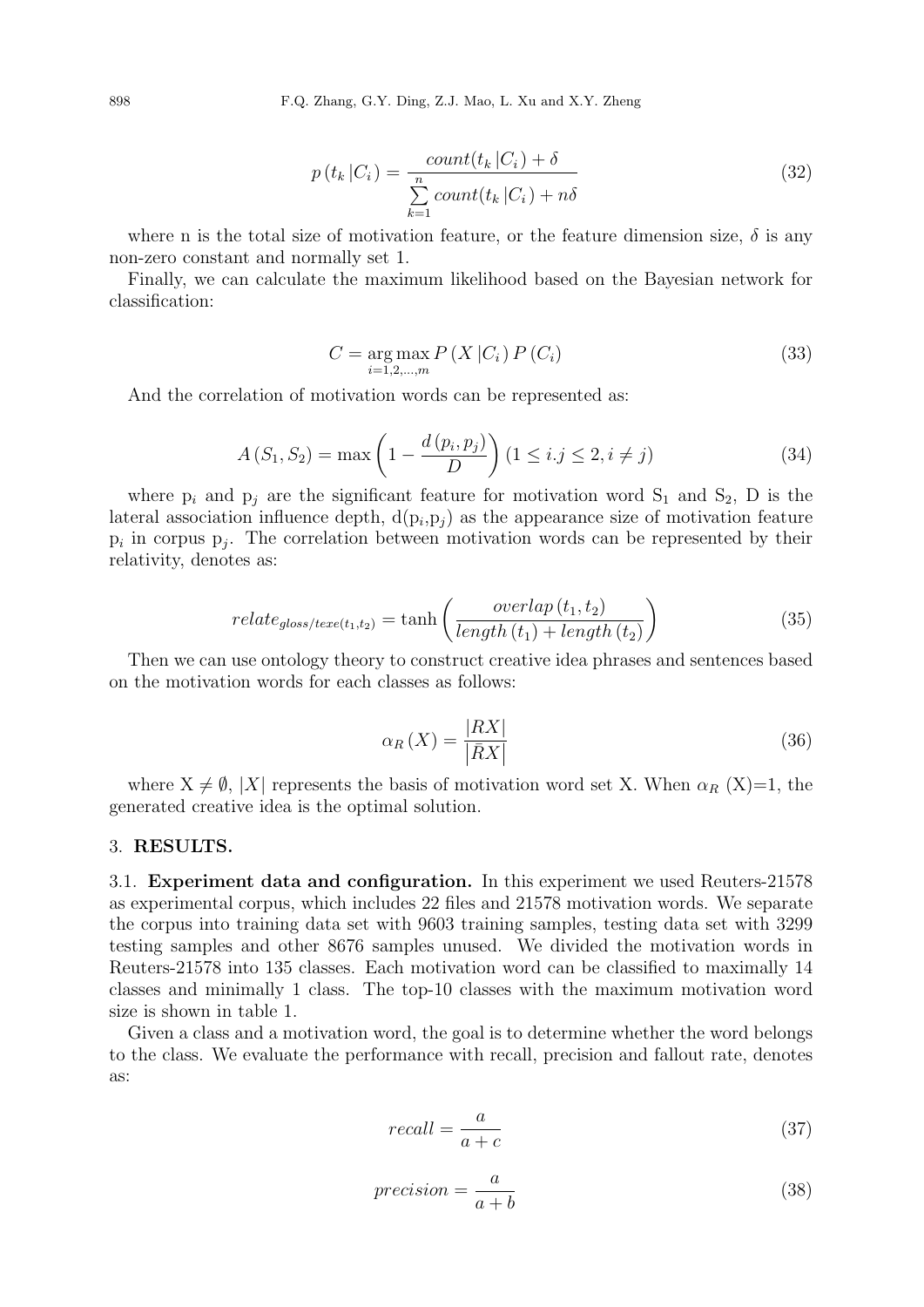$$p\left(t_k \left| C_i \right.\right) = \frac{count(t_k \left| C_i \right.) + \delta}{\sum\limits_{k=1}^{n} count(t_k \left| C_i \right.) + n\delta} \tag{32}$$

where n is the total size of motivation feature, or the feature dimension size, $\delta$ is any non-zero constant and normally set 1.

Finally, we can calculate the maximum likelihood based on the Bayesian network for classification:

$$C = \underset{i=1,2,\ldots,m}{\arg\max}\, P\left(X \left| C_i \right.\right) P\left(C_i\right) \tag{33}$$

And the correlation of motivation words can be represented as:

$$A\left(S_1, S_2\right) = \max\left(1 - \frac{d\left(p_i, p_j\right)}{D}\right)\left(1 \le i.j \le 2, i \ne j\right) \tag{34}$$

where $p_i$ and $p_j$ are the significant feature for motivation word $S_1$ and $S_2$, D is the lateral association influence depth, $d(p_i,p_j)$ as the appearance size of motivation feature $p_i$ in corpus $p_j$. The correlation between motivation words can be represented by their relativity, denotes as:

$$relate_{gloss/texe(t_1,t_2)} = \tanh\left(\frac{overlap\left(t_1, t_2\right)}{length\left(t_1\right) + length\left(t_2\right)}\right) \tag{35}$$

Then we can use ontology theory to construct creative idea phrases and sentences based on the motivation words for each classes as follows:

$$\alpha_R\left(X\right) = \frac{\left|RX\right|}{\left|\bar{R}X\right|} \tag{36}$$

where $X \ne \emptyset$, $|X|$ represents the basis of motivation word set X. When $\alpha_R$ (X)=1, the generated creative idea is the optimal solution.

## 3. RESULTS.

**3.1. Experiment data and configuration.** In this experiment we used Reuters-21578 as experimental corpus, which includes 22 files and 21578 motivation words. We separate the corpus into training data set with 9603 training samples, testing data set with 3299 testing samples and other 8676 samples unused. We divided the motivation words in Reuters-21578 into 135 classes. Each motivation word can be classified to maximally 14 classes and minimally 1 class. The top-10 classes with the maximum motivation word size is shown in table 1.

Given a class and a motivation word, the goal is to determine whether the word belongs to the class. We evaluate the performance with recall, precision and fallout rate, denotes as:

$$recall = \frac{a}{a + c} \tag{37}$$

$$precision = \frac{a}{a + b} \tag{38}$$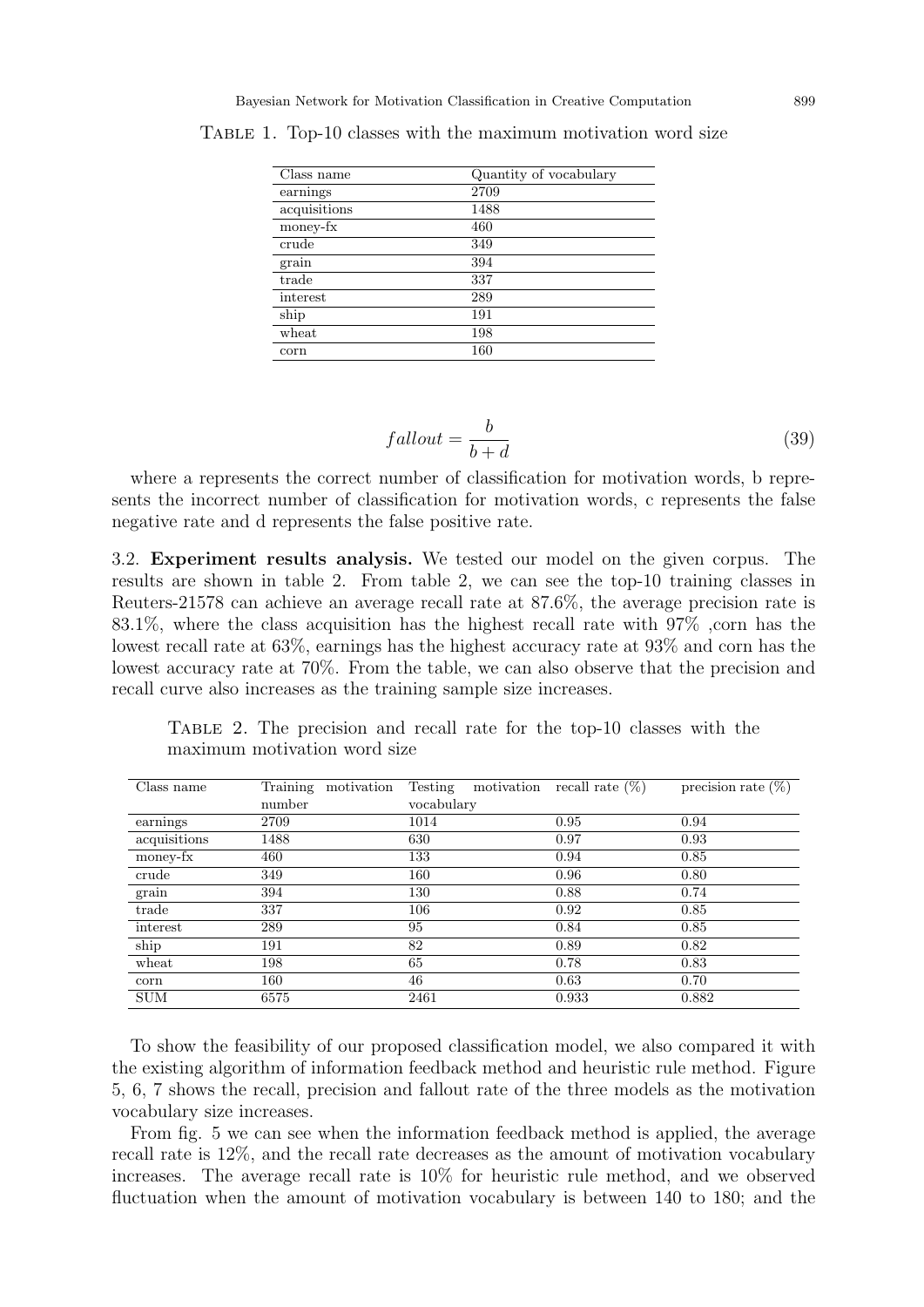Table 1. Top-10 classes with the maximum motivation word size

| Class name | Quantity of vocabulary |
|---|---|
| earnings | 2709 |
| acquisitions | 1488 |
| money-fx | 460 |
| crude | 349 |
| grain | 394 |
| trade | 337 |
| interest | 289 |
| ship | 191 |
| wheat | 198 |
| corn | 160 |

$$fallout = \frac{b}{b+d} \tag{39}$$

where a represents the correct number of classification for motivation words, b represents the incorrect number of classification for motivation words, c represents the false negative rate and d represents the false positive rate.

3.2. **Experiment results analysis.** We tested our model on the given corpus. The results are shown in table 2. From table 2, we can see the top-10 training classes in Reuters-21578 can achieve an average recall rate at 87.6%, the average precision rate is 83.1%, where the class acquisition has the highest recall rate with 97% ,corn has the lowest recall rate at 63%, earnings has the highest accuracy rate at 93% and corn has the lowest accuracy rate at 70%. From the table, we can also observe that the precision and recall curve also increases as the training sample size increases.

Table 2. The precision and recall rate for the top-10 classes with the maximum motivation word size

| Class name | Training motivation number | Testing motivation vocabulary | recall rate (%) | precision rate (%) |
|---|---|---|---|---|
| earnings | 2709 | 1014 | 0.95 | 0.94 |
| acquisitions | 1488 | 630 | 0.97 | 0.93 |
| money-fx | 460 | 133 | 0.94 | 0.85 |
| crude | 349 | 160 | 0.96 | 0.80 |
| grain | 394 | 130 | 0.88 | 0.74 |
| trade | 337 | 106 | 0.92 | 0.85 |
| interest | 289 | 95 | 0.84 | 0.85 |
| ship | 191 | 82 | 0.89 | 0.82 |
| wheat | 198 | 65 | 0.78 | 0.83 |
| corn | 160 | 46 | 0.63 | 0.70 |
| SUM | 6575 | 2461 | 0.933 | 0.882 |

To show the feasibility of our proposed classification model, we also compared it with the existing algorithm of information feedback method and heuristic rule method. Figure 5, 6, 7 shows the recall, precision and fallout rate of the three models as the motivation vocabulary size increases.

From fig. 5 we can see when the information feedback method is applied, the average recall rate is 12%, and the recall rate decreases as the amount of motivation vocabulary increases. The average recall rate is 10% for heuristic rule method, and we observed fluctuation when the amount of motivation vocabulary is between 140 to 180; and the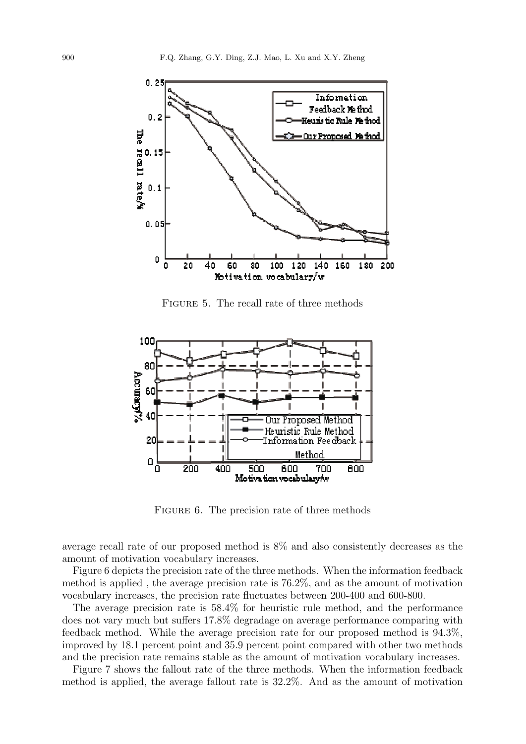FIGURE 5. The recall rate of three methods

FIGURE 6. The precision rate of three methods

average recall rate of our proposed method is 8% and also consistently decreases as the amount of motivation vocabulary increases.

Figure 6 depicts the precision rate of the three methods. When the information feedback method is applied , the average precision rate is 76.2%, and as the amount of motivation vocabulary increases, the precision rate fluctuates between 200-400 and 600-800.

The average precision rate is 58.4% for heuristic rule method, and the performance does not vary much but suffers 17.8% degradage on average performance comparing with feedback method. While the average precision rate for our proposed method is 94.3%, improved by 18.1 percent point and 35.9 percent point compared with other two methods and the precision rate remains stable as the amount of motivation vocabulary increases.

Figure 7 shows the fallout rate of the three methods. When the information feedback method is applied, the average fallout rate is 32.2%. And as the amount of motivation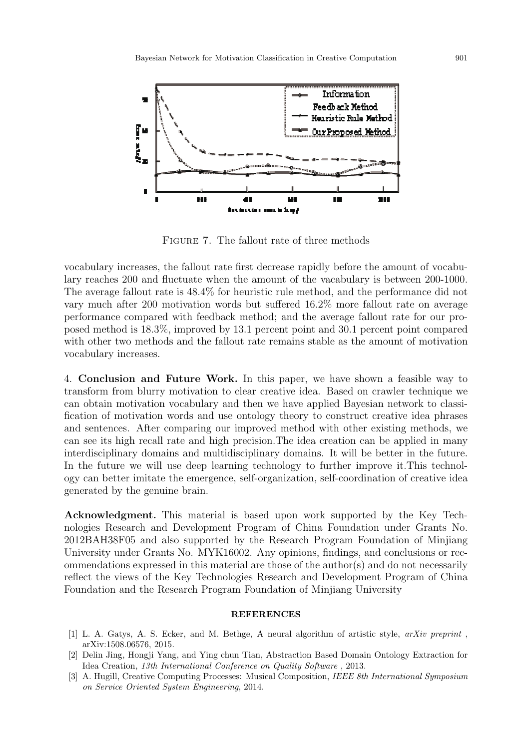FIGURE 7. The fallout rate of three methods

vocabulary increases, the fallout rate first decrease rapidly before the amount of vocabulary reaches 200 and fluctuate when the amount of the vacabulary is between 200-1000. The average fallout rate is 48.4% for heuristic rule method, and the performance did not vary much after 200 motivation words but suffered 16.2% more fallout rate on average performance compared with feedback method; and the average fallout rate for our proposed method is 18.3%, improved by 13.1 percent point and 30.1 percent point compared with other two methods and the fallout rate remains stable as the amount of motivation vocabulary increases.

4. **Conclusion and Future Work.** In this paper, we have shown a feasible way to transform from blurry motivation to clear creative idea. Based on crawler technique we can obtain motivation vocabulary and then we have applied Bayesian network to classification of motivation words and use ontology theory to construct creative idea phrases and sentences. After comparing our improved method with other existing methods, we can see its high recall rate and high precision.The idea creation can be applied in many interdisciplinary domains and multidisciplinary domains. It will be better in the future. In the future we will use deep learning technology to further improve it.This technology can better imitate the emergence, self-organization, self-coordination of creative idea generated by the genuine brain.

**Acknowledgment.** This material is based upon work supported by the Key Technologies Research and Development Program of China Foundation under Grants No. 2012BAH38F05 and also supported by the Research Program Foundation of Minjiang University under Grants No. MYK16002. Any opinions, findings, and conclusions or recommendations expressed in this material are those of the author(s) and do not necessarily reflect the views of the Key Technologies Research and Development Program of China Foundation and the Research Program Foundation of Minjiang University

## REFERENCES

[1] L. A. Gatys, A. S. Ecker, and M. Bethge, A neural algorithm of artistic style, *arXiv preprint* , arXiv:1508.06576, 2015.

[2] Delin Jing, Hongji Yang, and Ying chun Tian, Abstraction Based Domain Ontology Extraction for Idea Creation, *13th International Conference on Quality Software* , 2013.

[3] A. Hugill, Creative Computing Processes: Musical Composition, *IEEE 8th International Symposium on Service Oriented System Engineering*, 2014.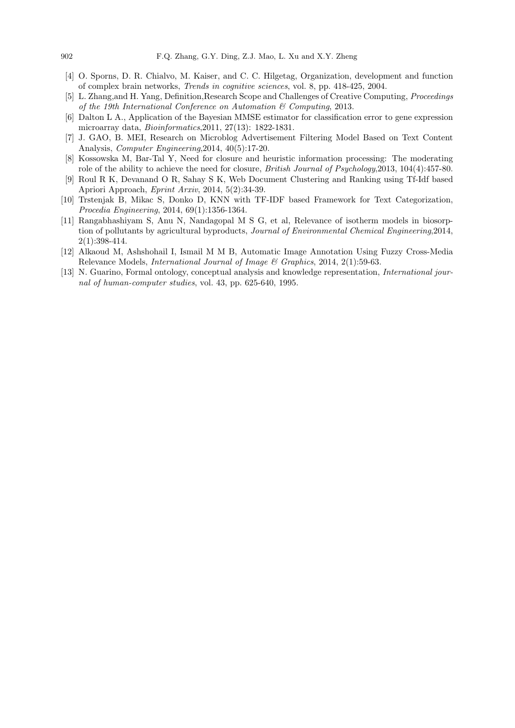[4] O. Sporns, D. R. Chialvo, M. Kaiser, and C. C. Hilgetag, Organization, development and function of complex brain networks, *Trends in cognitive sciences*, vol. 8, pp. 418-425, 2004.

[5] L. Zhang,and H. Yang, Definition,Research Scope and Challenges of Creative Computing, *Proceedings of the 19th International Conference on Automation & Computing*, 2013.

[6] Dalton L A., Application of the Bayesian MMSE estimator for classification error to gene expression microarray data, *Bioinformatics*,2011, 27(13): 1822-1831.

[7] J. GAO, B. MEI, Research on Microblog Advertisement Filtering Model Based on Text Content Analysis, *Computer Engineering*,2014, 40(5):17-20.

[8] Kossowska M, Bar-Tal Y, Need for closure and heuristic information processing: The moderating role of the ability to achieve the need for closure, *British Journal of Psychology*,2013, 104(4):457-80.

[9] Roul R K, Devanand O R, Sahay S K, Web Document Clustering and Ranking using Tf-Idf based Apriori Approach, *Eprint Arxiv*, 2014, 5(2):34-39.

[10] Trstenjak B, Mikac S, Donko D, KNN with TF-IDF based Framework for Text Categorization, *Procedia Engineering*, 2014, 69(1):1356-1364.

[11] Rangabhashiyam S, Anu N, Nandagopal M S G, et al, Relevance of isotherm models in biosorption of pollutants by agricultural byproducts, *Journal of Environmental Chemical Engineering*,2014, 2(1):398-414.

[12] Alkaoud M, Ashshohail I, Ismail M M B, Automatic Image Annotation Using Fuzzy Cross-Media Relevance Models, *International Journal of Image & Graphics*, 2014, 2(1):59-63.

[13] N. Guarino, Formal ontology, conceptual analysis and knowledge representation, *International journal of human-computer studies*, vol. 43, pp. 625-640, 1995.